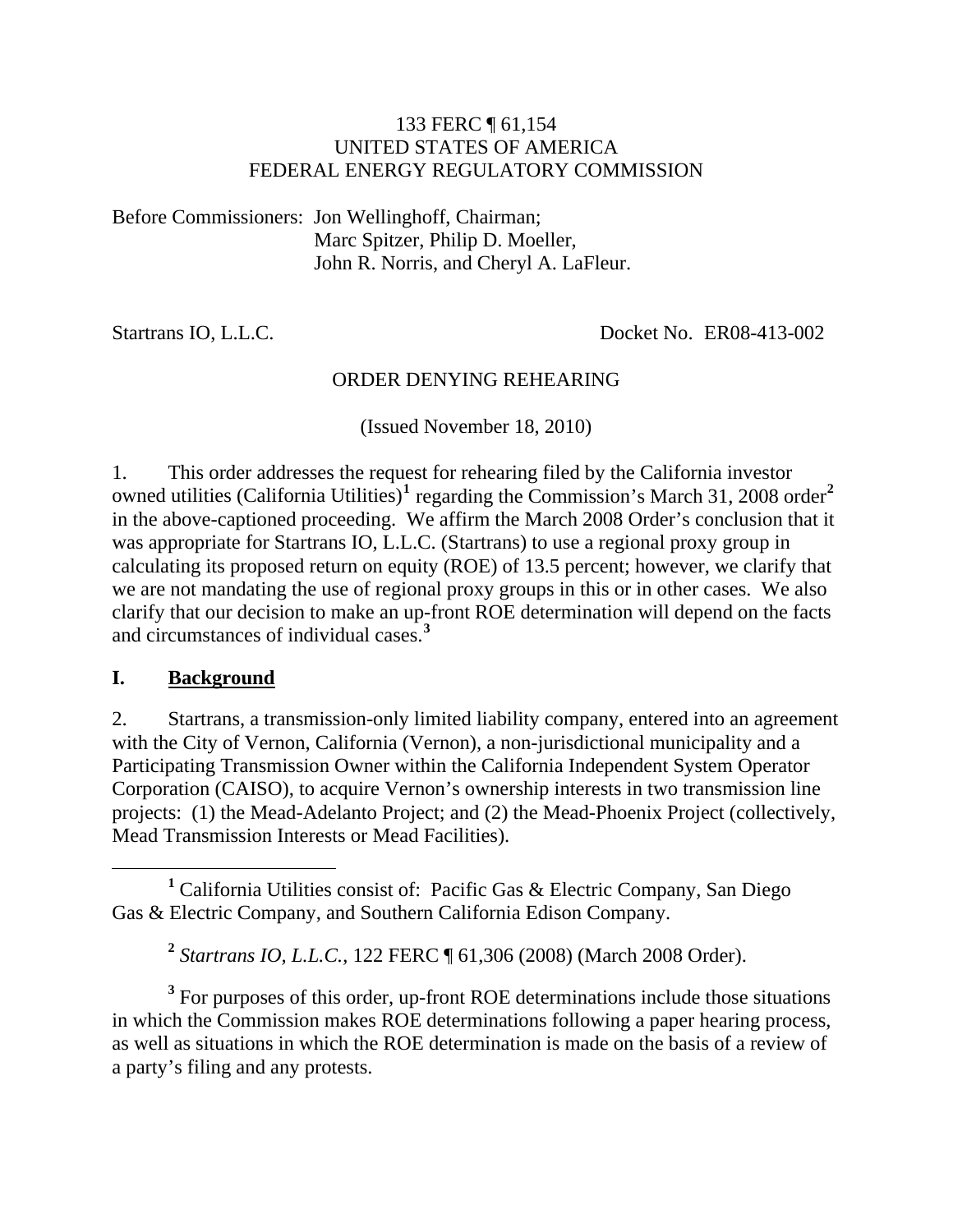133 FERC ¶ 61,154
UNITED STATES OF AMERICA
FEDERAL ENERGY REGULATORY COMMISSION

Before Commissioners: Jon Wellinghoff, Chairman;
Marc Spitzer, Philip D. Moeller,
John R. Norris, and Cheryl A. LaFleur.

Startrans IO, L.L.C. Docket No. ER08-413-002

ORDER DENYING REHEARING

(Issued November 18, 2010)

1. This order addresses the request for rehearing filed by the California investor owned utilities (California Utilities)[1] regarding the Commission's March 31, 2008 order[2] in the above-captioned proceeding. We affirm the March 2008 Order's conclusion that it was appropriate for Startrans IO, L.L.C. (Startrans) to use a regional proxy group in calculating its proposed return on equity (ROE) of 13.5 percent; however, we clarify that we are not mandating the use of regional proxy groups in this or in other cases. We also clarify that our decision to make an up-front ROE determination will depend on the facts and circumstances of individual cases.[3]

## I. Background

2. Startrans, a transmission-only limited liability company, entered into an agreement with the City of Vernon, California (Vernon), a non-jurisdictional municipality and a Participating Transmission Owner within the California Independent System Operator Corporation (CAISO), to acquire Vernon's ownership interests in two transmission line projects: (1) the Mead-Adelanto Project; and (2) the Mead-Phoenix Project (collectively, Mead Transmission Interests or Mead Facilities).

---

[1] California Utilities consist of: Pacific Gas & Electric Company, San Diego Gas & Electric Company, and Southern California Edison Company.

[2] *Startrans IO, L.L.C.*, 122 FERC ¶ 61,306 (2008) (March 2008 Order).

[3] For purposes of this order, up-front ROE determinations include those situations in which the Commission makes ROE determinations following a paper hearing process, as well as situations in which the ROE determination is made on the basis of a review of a party's filing and any protests.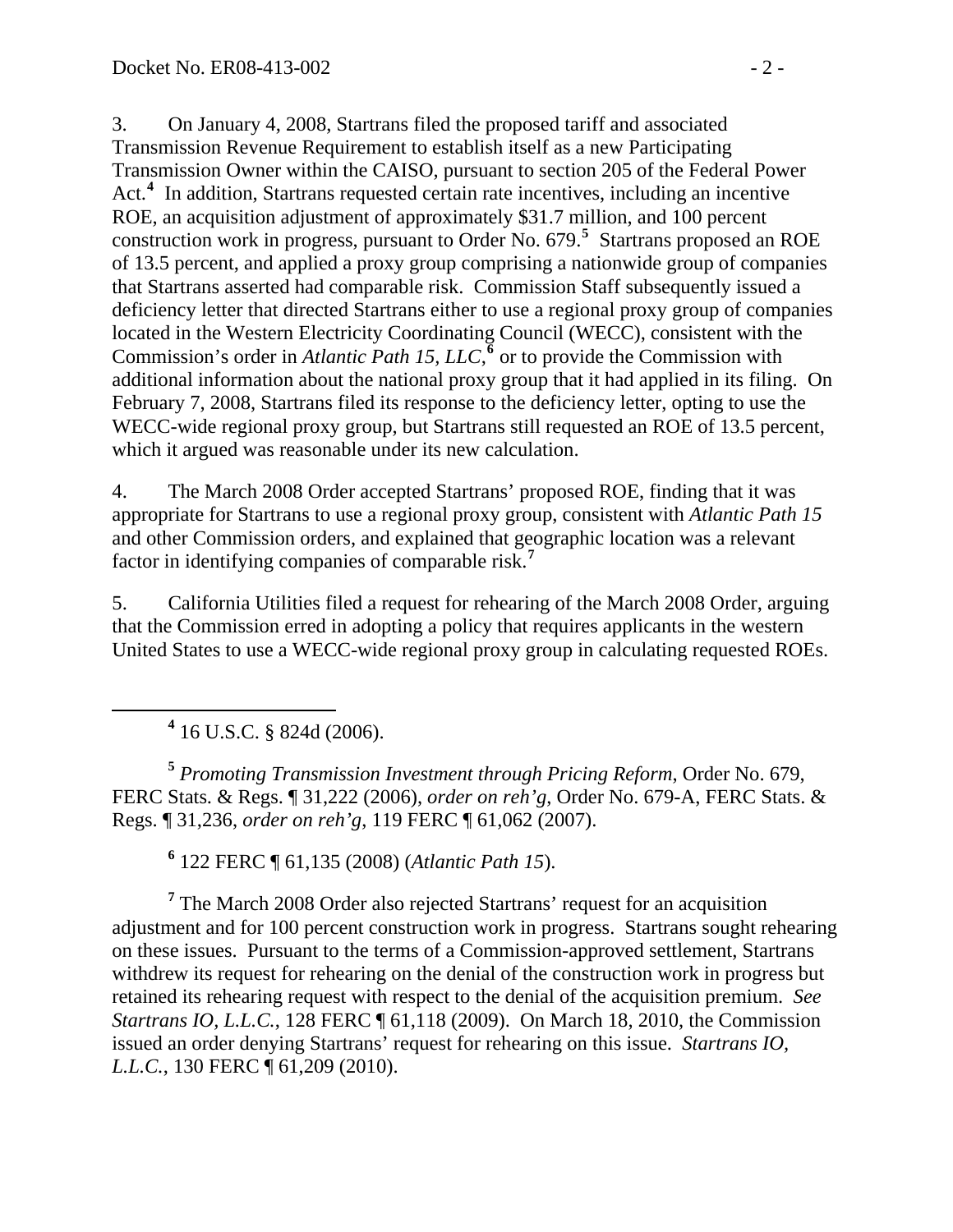3. On January 4, 2008, Startrans filed the proposed tariff and associated Transmission Revenue Requirement to establish itself as a new Participating Transmission Owner within the CAISO, pursuant to section 205 of the Federal Power Act.[4] In addition, Startrans requested certain rate incentives, including an incentive ROE, an acquisition adjustment of approximately $31.7 million, and 100 percent construction work in progress, pursuant to Order No. 679.[5] Startrans proposed an ROE of 13.5 percent, and applied a proxy group comprising a nationwide group of companies that Startrans asserted had comparable risk. Commission Staff subsequently issued a deficiency letter that directed Startrans either to use a regional proxy group of companies located in the Western Electricity Coordinating Council (WECC), consistent with the Commission's order in *Atlantic Path 15, LLC*,[6] or to provide the Commission with additional information about the national proxy group that it had applied in its filing. On February 7, 2008, Startrans filed its response to the deficiency letter, opting to use the WECC-wide regional proxy group, but Startrans still requested an ROE of 13.5 percent, which it argued was reasonable under its new calculation.

4. The March 2008 Order accepted Startrans' proposed ROE, finding that it was appropriate for Startrans to use a regional proxy group, consistent with *Atlantic Path 15* and other Commission orders, and explained that geographic location was a relevant factor in identifying companies of comparable risk.[7]

5. California Utilities filed a request for rehearing of the March 2008 Order, arguing that the Commission erred in adopting a policy that requires applicants in the western United States to use a WECC-wide regional proxy group in calculating requested ROEs.

---

[4] 16 U.S.C. § 824d (2006).

[5] *Promoting Transmission Investment through Pricing Reform*, Order No. 679, FERC Stats. & Regs. ¶ 31,222 (2006), *order on reh'g*, Order No. 679-A, FERC Stats. & Regs. ¶ 31,236, *order on reh'g*, 119 FERC ¶ 61,062 (2007).

[6] 122 FERC ¶ 61,135 (2008) (*Atlantic Path 15*).

[7] The March 2008 Order also rejected Startrans' request for an acquisition adjustment and for 100 percent construction work in progress. Startrans sought rehearing on these issues. Pursuant to the terms of a Commission-approved settlement, Startrans withdrew its request for rehearing on the denial of the construction work in progress but retained its rehearing request with respect to the denial of the acquisition premium. *See Startrans IO, L.L.C.*, 128 FERC ¶ 61,118 (2009). On March 18, 2010, the Commission issued an order denying Startrans' request for rehearing on this issue. *Startrans IO, L.L.C.*, 130 FERC ¶ 61,209 (2010).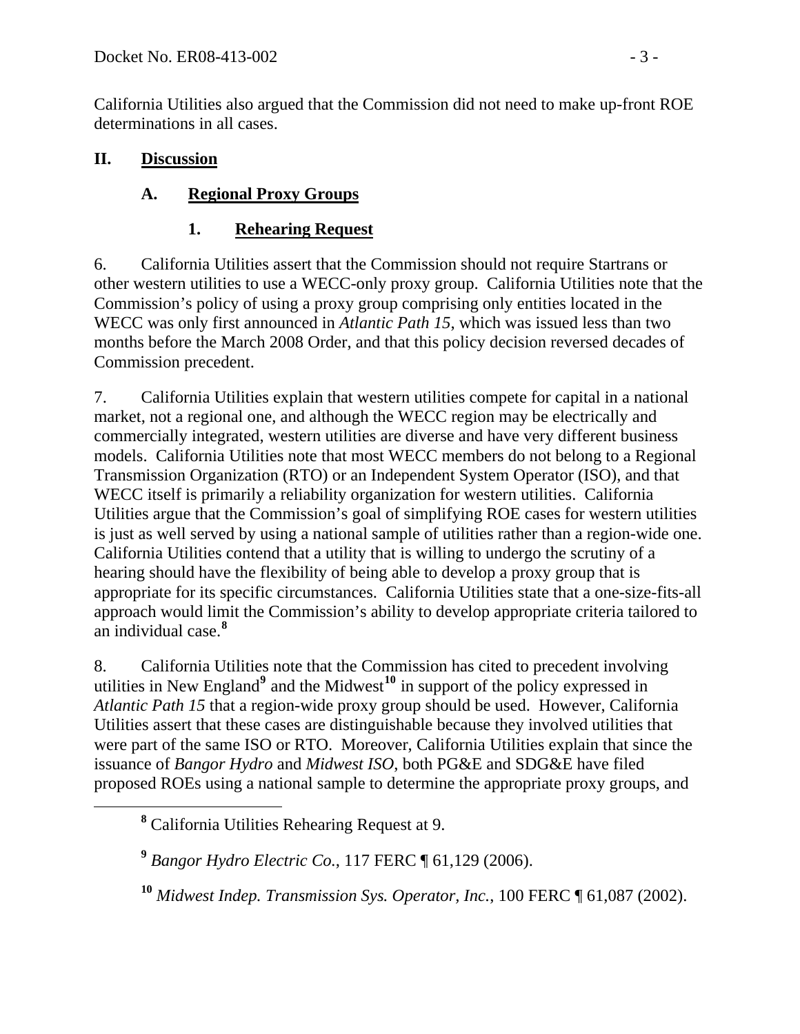California Utilities also argued that the Commission did not need to make up-front ROE determinations in all cases.

## II. Discussion

### A. Regional Proxy Groups

#### 1. Rehearing Request

6. California Utilities assert that the Commission should not require Startrans or other western utilities to use a WECC-only proxy group. California Utilities note that the Commission's policy of using a proxy group comprising only entities located in the WECC was only first announced in *Atlantic Path 15*, which was issued less than two months before the March 2008 Order, and that this policy decision reversed decades of Commission precedent.

7. California Utilities explain that western utilities compete for capital in a national market, not a regional one, and although the WECC region may be electrically and commercially integrated, western utilities are diverse and have very different business models. California Utilities note that most WECC members do not belong to a Regional Transmission Organization (RTO) or an Independent System Operator (ISO), and that WECC itself is primarily a reliability organization for western utilities. California Utilities argue that the Commission's goal of simplifying ROE cases for western utilities is just as well served by using a national sample of utilities rather than a region-wide one. California Utilities contend that a utility that is willing to undergo the scrutiny of a hearing should have the flexibility of being able to develop a proxy group that is appropriate for its specific circumstances. California Utilities state that a one-size-fits-all approach would limit the Commission's ability to develop appropriate criteria tailored to an individual case.[8]

8. California Utilities note that the Commission has cited to precedent involving utilities in New England[9] and the Midwest[10] in support of the policy expressed in *Atlantic Path 15* that a region-wide proxy group should be used. However, California Utilities assert that these cases are distinguishable because they involved utilities that were part of the same ISO or RTO. Moreover, California Utilities explain that since the issuance of *Bangor Hydro* and *Midwest ISO*, both PG&E and SDG&E have filed proposed ROEs using a national sample to determine the appropriate proxy groups, and

---

[8] California Utilities Rehearing Request at 9.

[9] *Bangor Hydro Electric Co.*, 117 FERC ¶ 61,129 (2006).

[10] *Midwest Indep. Transmission Sys. Operator, Inc.*, 100 FERC ¶ 61,087 (2002).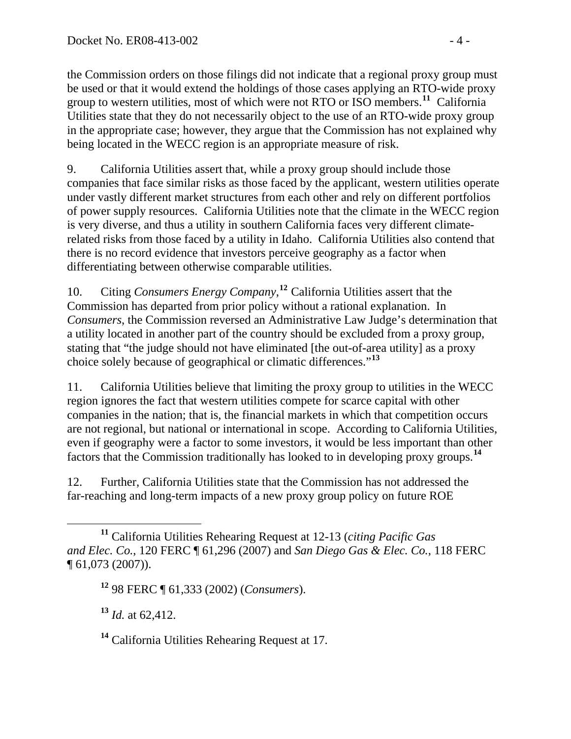the Commission orders on those filings did not indicate that a regional proxy group must be used or that it would extend the holdings of those cases applying an RTO-wide proxy group to western utilities, most of which were not RTO or ISO members.[11] California Utilities state that they do not necessarily object to the use of an RTO-wide proxy group in the appropriate case; however, they argue that the Commission has not explained why being located in the WECC region is an appropriate measure of risk.

9. California Utilities assert that, while a proxy group should include those companies that face similar risks as those faced by the applicant, western utilities operate under vastly different market structures from each other and rely on different portfolios of power supply resources. California Utilities note that the climate in the WECC region is very diverse, and thus a utility in southern California faces very different climate-related risks from those faced by a utility in Idaho. California Utilities also contend that there is no record evidence that investors perceive geography as a factor when differentiating between otherwise comparable utilities.

10. Citing *Consumers Energy Company*,[12] California Utilities assert that the Commission has departed from prior policy without a rational explanation. In *Consumers*, the Commission reversed an Administrative Law Judge's determination that a utility located in another part of the country should be excluded from a proxy group, stating that "the judge should not have eliminated [the out-of-area utility] as a proxy choice solely because of geographical or climatic differences."[13]

11. California Utilities believe that limiting the proxy group to utilities in the WECC region ignores the fact that western utilities compete for scarce capital with other companies in the nation; that is, the financial markets in which that competition occurs are not regional, but national or international in scope. According to California Utilities, even if geography were a factor to some investors, it would be less important than other factors that the Commission traditionally has looked to in developing proxy groups.[14]

12. Further, California Utilities state that the Commission has not addressed the far-reaching and long-term impacts of a new proxy group policy on future ROE

---

[11] California Utilities Rehearing Request at 12-13 (*citing Pacific Gas and Elec. Co.*, 120 FERC ¶ 61,296 (2007) and *San Diego Gas & Elec. Co.*, 118 FERC ¶ 61,073 (2007)).

[12] 98 FERC ¶ 61,333 (2002) (*Consumers*).

[13] *Id.* at 62,412.

[14] California Utilities Rehearing Request at 17.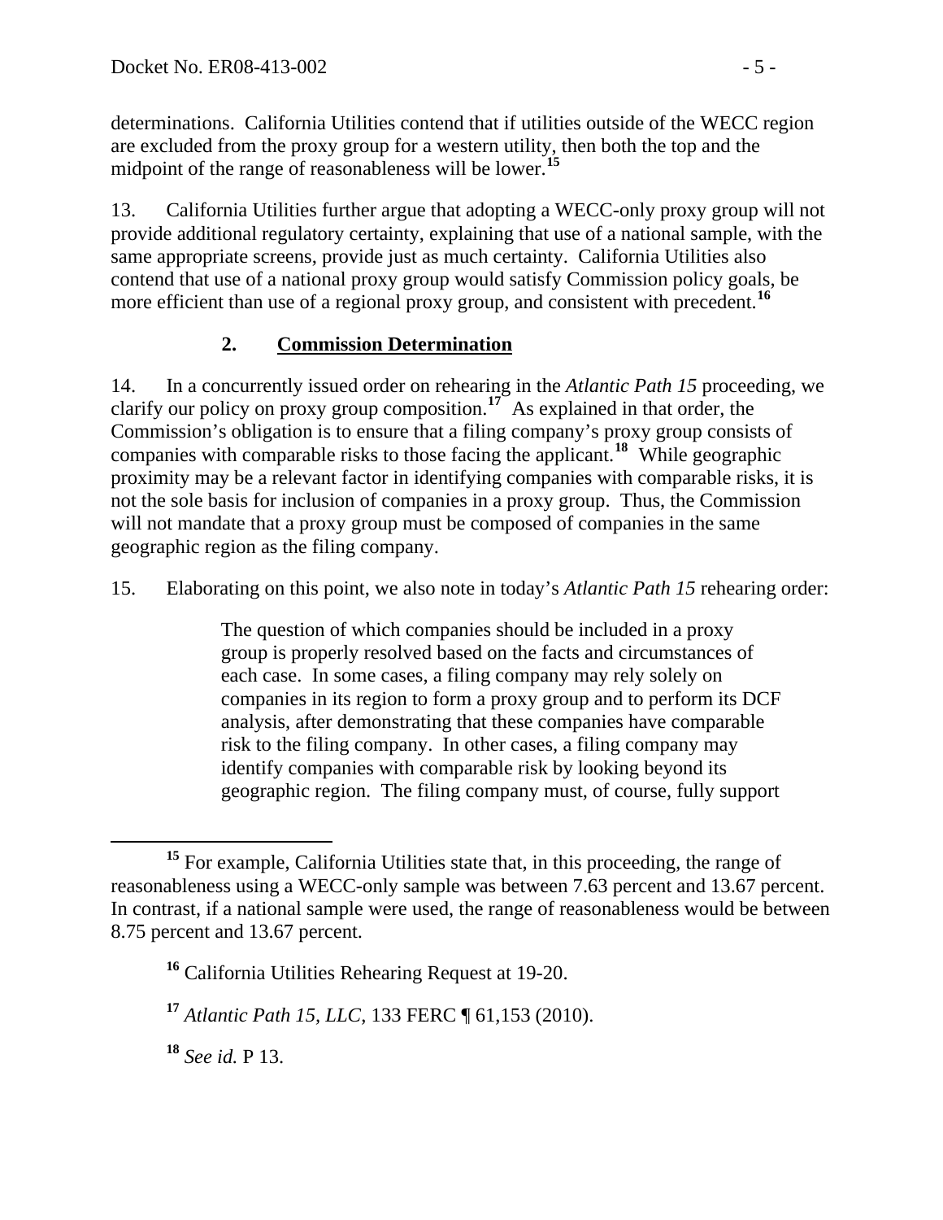determinations. California Utilities contend that if utilities outside of the WECC region are excluded from the proxy group for a western utility, then both the top and the midpoint of the range of reasonableness will be lower.[15]

13. California Utilities further argue that adopting a WECC-only proxy group will not provide additional regulatory certainty, explaining that use of a national sample, with the same appropriate screens, provide just as much certainty. California Utilities also contend that use of a national proxy group would satisfy Commission policy goals, be more efficient than use of a regional proxy group, and consistent with precedent.[16]

### 2. Commission Determination

14. In a concurrently issued order on rehearing in the *Atlantic Path 15* proceeding, we clarify our policy on proxy group composition.[17] As explained in that order, the Commission's obligation is to ensure that a filing company's proxy group consists of companies with comparable risks to those facing the applicant.[18] While geographic proximity may be a relevant factor in identifying companies with comparable risks, it is not the sole basis for inclusion of companies in a proxy group. Thus, the Commission will not mandate that a proxy group must be composed of companies in the same geographic region as the filing company.

15. Elaborating on this point, we also note in today's *Atlantic Path 15* rehearing order:

> The question of which companies should be included in a proxy group is properly resolved based on the facts and circumstances of each case. In some cases, a filing company may rely solely on companies in its region to form a proxy group and to perform its DCF analysis, after demonstrating that these companies have comparable risk to the filing company. In other cases, a filing company may identify companies with comparable risk by looking beyond its geographic region. The filing company must, of course, fully support

---

[15] For example, California Utilities state that, in this proceeding, the range of reasonableness using a WECC-only sample was between 7.63 percent and 13.67 percent. In contrast, if a national sample were used, the range of reasonableness would be between 8.75 percent and 13.67 percent.

[16] California Utilities Rehearing Request at 19-20.

[17] *Atlantic Path 15, LLC*, 133 FERC ¶ 61,153 (2010).

[18] *See id.* P 13.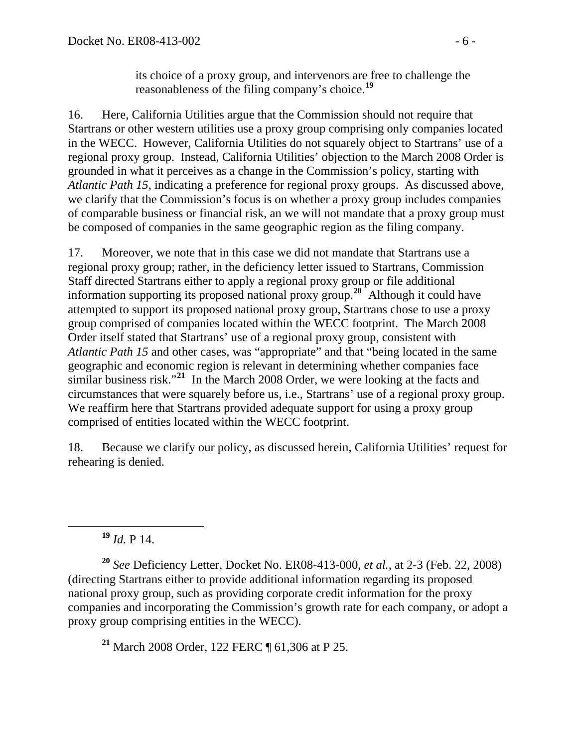> its choice of a proxy group, and intervenors are free to challenge the reasonableness of the filing company's choice.[19]

16. Here, California Utilities argue that the Commission should not require that Startrans or other western utilities use a proxy group comprising only companies located in the WECC. However, California Utilities do not squarely object to Startrans' use of a regional proxy group. Instead, California Utilities' objection to the March 2008 Order is grounded in what it perceives as a change in the Commission's policy, starting with *Atlantic Path 15*, indicating a preference for regional proxy groups. As discussed above, we clarify that the Commission's focus is on whether a proxy group includes companies of comparable business or financial risk, an we will not mandate that a proxy group must be composed of companies in the same geographic region as the filing company.

17. Moreover, we note that in this case we did not mandate that Startrans use a regional proxy group; rather, in the deficiency letter issued to Startrans, Commission Staff directed Startrans either to apply a regional proxy group or file additional information supporting its proposed national proxy group.[20] Although it could have attempted to support its proposed national proxy group, Startrans chose to use a proxy group comprised of companies located within the WECC footprint. The March 2008 Order itself stated that Startrans' use of a regional proxy group, consistent with *Atlantic Path 15* and other cases, was "appropriate" and that "being located in the same geographic and economic region is relevant in determining whether companies face similar business risk."[21] In the March 2008 Order, we were looking at the facts and circumstances that were squarely before us, i.e., Startrans' use of a regional proxy group. We reaffirm here that Startrans provided adequate support for using a proxy group comprised of entities located within the WECC footprint.

18. Because we clarify our policy, as discussed herein, California Utilities' request for rehearing is denied.

---

[19] *Id.* P 14.

[20] *See* Deficiency Letter, Docket No. ER08-413-000, *et al.*, at 2-3 (Feb. 22, 2008) (directing Startrans either to provide additional information regarding its proposed national proxy group, such as providing corporate credit information for the proxy companies and incorporating the Commission's growth rate for each company, or adopt a proxy group comprising entities in the WECC).

[21] March 2008 Order, 122 FERC ¶ 61,306 at P 25.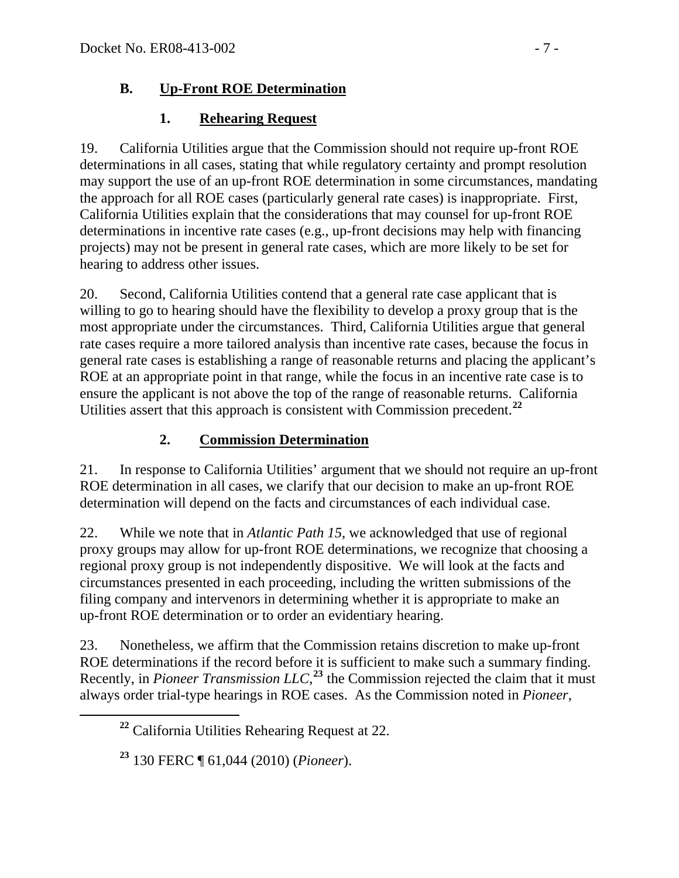## B. Up-Front ROE Determination

### 1. Rehearing Request

19. California Utilities argue that the Commission should not require up-front ROE determinations in all cases, stating that while regulatory certainty and prompt resolution may support the use of an up-front ROE determination in some circumstances, mandating the approach for all ROE cases (particularly general rate cases) is inappropriate. First, California Utilities explain that the considerations that may counsel for up-front ROE determinations in incentive rate cases (e.g., up-front decisions may help with financing projects) may not be present in general rate cases, which are more likely to be set for hearing to address other issues.

20. Second, California Utilities contend that a general rate case applicant that is willing to go to hearing should have the flexibility to develop a proxy group that is the most appropriate under the circumstances. Third, California Utilities argue that general rate cases require a more tailored analysis than incentive rate cases, because the focus in general rate cases is establishing a range of reasonable returns and placing the applicant's ROE at an appropriate point in that range, while the focus in an incentive rate case is to ensure the applicant is not above the top of the range of reasonable returns. California Utilities assert that this approach is consistent with Commission precedent.[22]

### 2. Commission Determination

21. In response to California Utilities' argument that we should not require an up-front ROE determination in all cases, we clarify that our decision to make an up-front ROE determination will depend on the facts and circumstances of each individual case.

22. While we note that in *Atlantic Path 15*, we acknowledged that use of regional proxy groups may allow for up-front ROE determinations, we recognize that choosing a regional proxy group is not independently dispositive. We will look at the facts and circumstances presented in each proceeding, including the written submissions of the filing company and intervenors in determining whether it is appropriate to make an up-front ROE determination or to order an evidentiary hearing.

23. Nonetheless, we affirm that the Commission retains discretion to make up-front ROE determinations if the record before it is sufficient to make such a summary finding. Recently, in *Pioneer Transmission LLC*,[23] the Commission rejected the claim that it must always order trial-type hearings in ROE cases. As the Commission noted in *Pioneer*,

---

[22] California Utilities Rehearing Request at 22.

[23] 130 FERC ¶ 61,044 (2010) (*Pioneer*).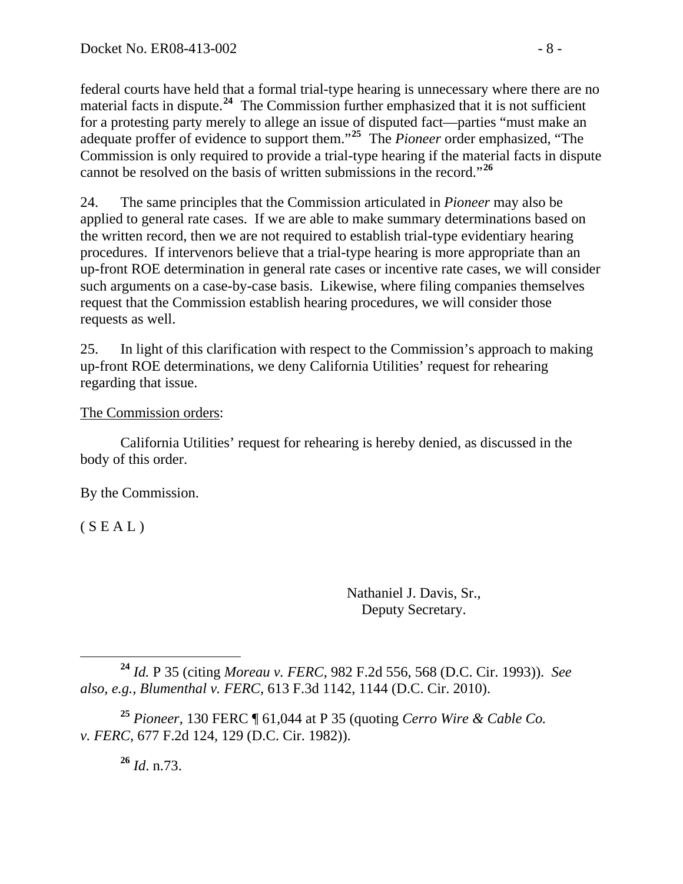federal courts have held that a formal trial-type hearing is unnecessary where there are no material facts in dispute.[24] The Commission further emphasized that it is not sufficient for a protesting party merely to allege an issue of disputed fact—parties "must make an adequate proffer of evidence to support them."[25] The *Pioneer* order emphasized, "The Commission is only required to provide a trial-type hearing if the material facts in dispute cannot be resolved on the basis of written submissions in the record."[26]

24. The same principles that the Commission articulated in *Pioneer* may also be applied to general rate cases. If we are able to make summary determinations based on the written record, then we are not required to establish trial-type evidentiary hearing procedures. If intervenors believe that a trial-type hearing is more appropriate than an up-front ROE determination in general rate cases or incentive rate cases, we will consider such arguments on a case-by-case basis. Likewise, where filing companies themselves request that the Commission establish hearing procedures, we will consider those requests as well.

25. In light of this clarification with respect to the Commission's approach to making up-front ROE determinations, we deny California Utilities' request for rehearing regarding that issue.

The Commission orders:

California Utilities' request for rehearing is hereby denied, as discussed in the body of this order.

By the Commission.

( S E A L )

Nathaniel J. Davis, Sr.,
Deputy Secretary.

---

[24] *Id.* P 35 (citing *Moreau v. FERC*, 982 F.2d 556, 568 (D.C. Cir. 1993)). *See also, e.g.*, *Blumenthal v. FERC*, 613 F.3d 1142, 1144 (D.C. Cir. 2010).

[25] *Pioneer*, 130 FERC ¶ 61,044 at P 35 (quoting *Cerro Wire & Cable Co. v. FERC*, 677 F.2d 124, 129 (D.C. Cir. 1982)).

[26] *Id*. n.73.